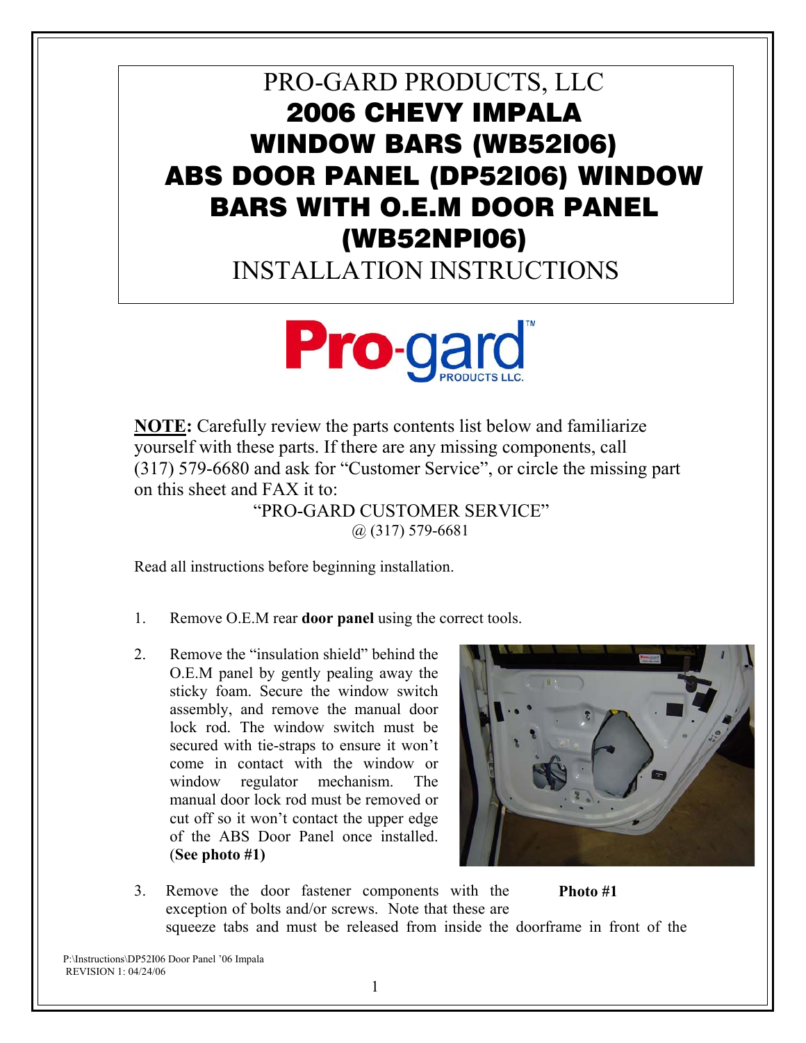# PRO-GARD PRODUCTS, LLC

# 2006 CHEVY IMPALA WINDOW BARS (WB52I06) ABS DOOR PANEL (DP52I06) WINDOW BARS WITH O.E.M DOOR PANEL (WB52NPI06)

## INSTALLATION INSTRUCTIONS

**NOTE:** Carefully review the parts contents list below and familiarize yourself with these parts. If there are any missing components, call (317) 579-6680 and ask for "Customer Service", or circle the missing part on this sheet and FAX it to:

"PRO-GARD CUSTOMER SERVICE"
@ (317) 579-6681

Read all instructions before beginning installation.

1. Remove O.E.M rear **door panel** using the correct tools.

2. Remove the "insulation shield" behind the O.E.M panel by gently pealing away the sticky foam. Secure the window switch assembly, and remove the manual door lock rod. The window switch must be secured with tie-straps to ensure it won't come in contact with the window or window regulator mechanism. The manual door lock rod must be removed or cut off so it won't contact the upper edge of the ABS Door Panel once installed. (**See photo #1)**

**Photo #1**

3. Remove the door fastener components with the exception of bolts and/or screws. Note that these are squeeze tabs and must be released from inside the doorframe in front of the

P:\Instructions\DP52I06 Door Panel '06 Impala
REVISION 1: 04/24/06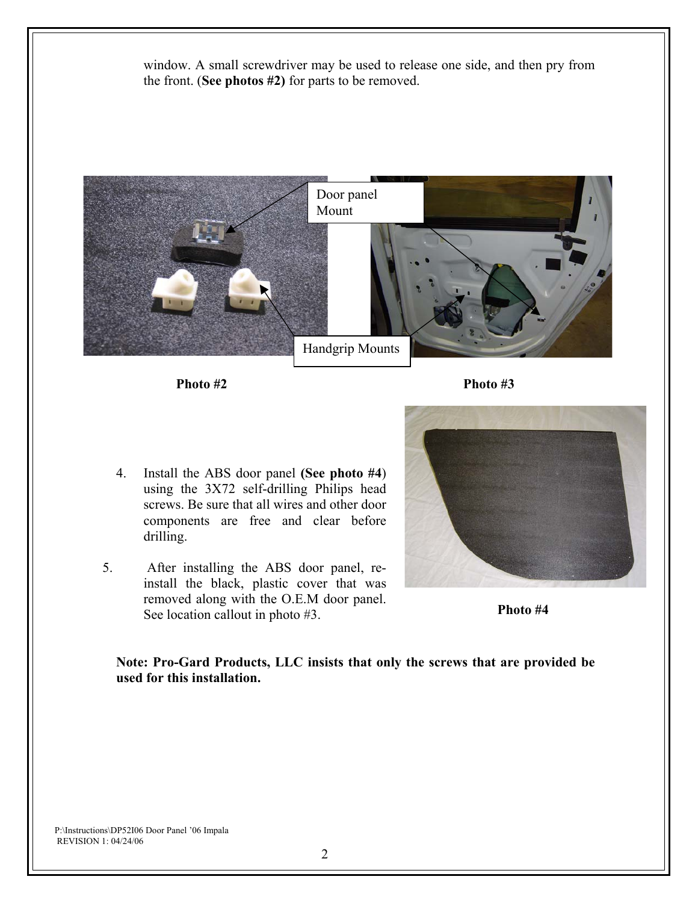window. A small screwdriver may be used to release one side, and then pry from the front. (**See photos #2)** for parts to be removed.

Door panel Mount

Handgrip Mounts

**Photo #2**

**Photo #3**

4. Install the ABS door panel **(See photo #4**) using the 3X72 self-drilling Philips head screws. Be sure that all wires and other door components are free and clear before drilling.

5. After installing the ABS door panel, re-install the black, plastic cover that was removed along with the O.E.M door panel. See location callout in photo #3.

**Photo #4**

**Note: Pro-Gard Products, LLC insists that only the screws that are provided be used for this installation.**

P:\Instructions\DP52I06 Door Panel '06 Impala
REVISION 1: 04/24/06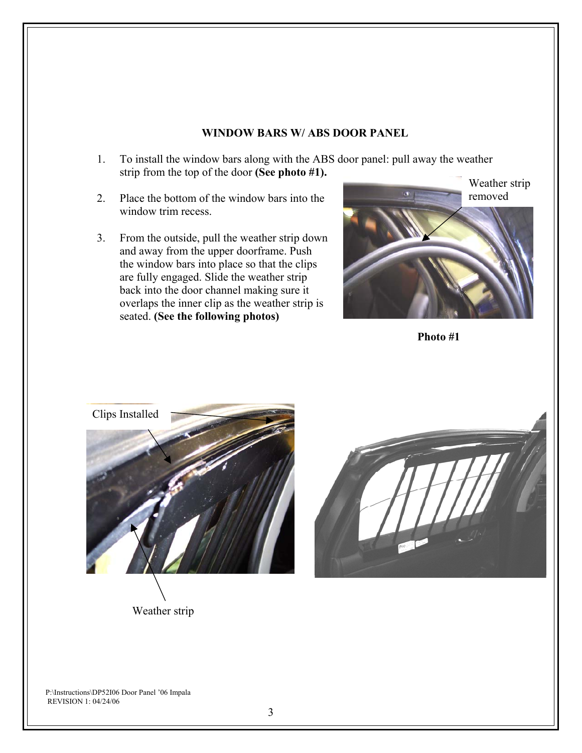## WINDOW BARS W/ ABS DOOR PANEL

1. To install the window bars along with the ABS door panel: pull away the weather strip from the top of the door **(See photo #1).**

2. Place the bottom of the window bars into the window trim recess.

3. From the outside, pull the weather strip down and away from the upper doorframe. Push the window bars into place so that the clips are fully engaged. Slide the weather strip back into the door channel making sure it overlaps the inner clip as the weather strip is seated. **(See the following photos)**

Weather strip removed

**Photo #1**

Clips Installed

Weather strip

P:\Instructions\DP52I06 Door Panel '06 Impala
REVISION 1: 04/24/06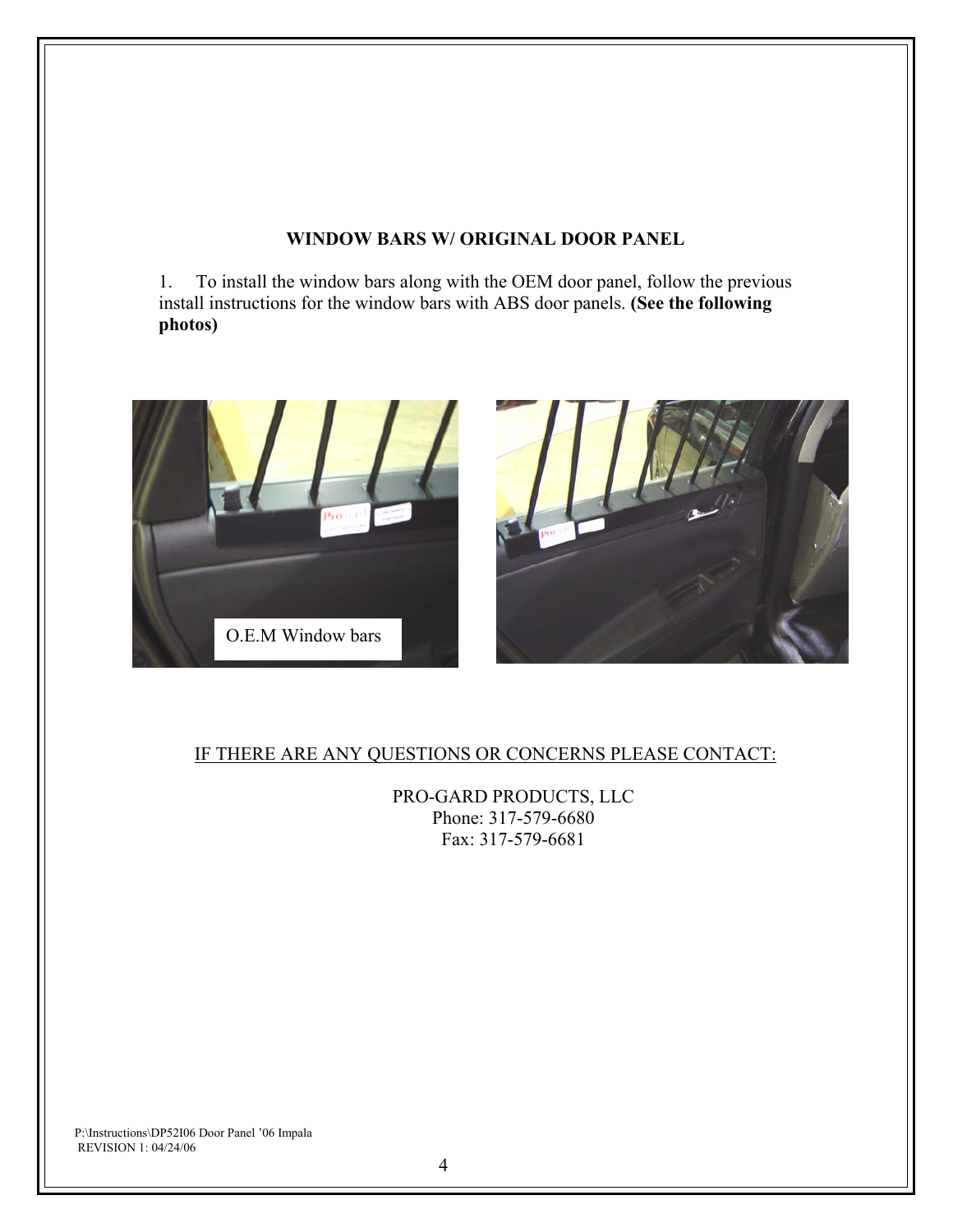## WINDOW BARS W/ ORIGINAL DOOR PANEL

1. To install the window bars along with the OEM door panel, follow the previous install instructions for the window bars with ABS door panels. **(See the following photos)**

O.E.M Window bars

IF THERE ARE ANY QUESTIONS OR CONCERNS PLEASE CONTACT:

PRO-GARD PRODUCTS, LLC
Phone: 317-579-6680
Fax: 317-579-6681

P:\Instructions\DP52I06 Door Panel '06 Impala
REVISION 1: 04/24/06